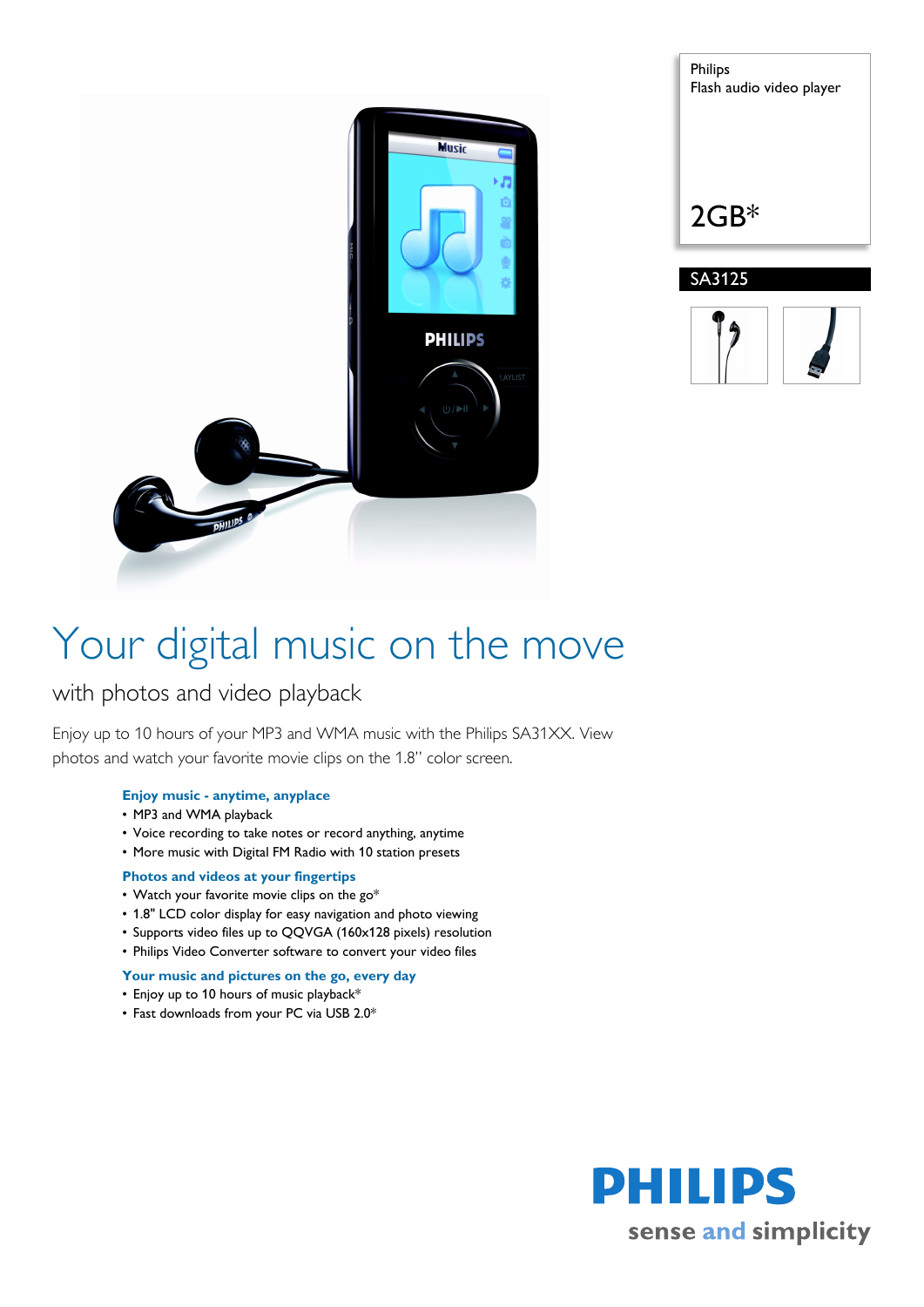Philips
Flash audio video player

2GB*

SA3125

# Your digital music on the move

## with photos and video playback

Enjoy up to 10 hours of your MP3 and WMA music with the Philips SA31XX. View photos and watch your favorite movie clips on the 1.8" color screen.

### Enjoy music - anytime, anyplace

- MP3 and WMA playback
- Voice recording to take notes or record anything, anytime
- More music with Digital FM Radio with 10 station presets

### Photos and videos at your fingertips

- Watch your favorite movie clips on the go*
- 1.8" LCD color display for easy navigation and photo viewing
- Supports video files up to QQVGA (160x128 pixels) resolution
- Philips Video Converter software to convert your video files

### Your music and pictures on the go, every day

- Enjoy up to 10 hours of music playback*
- Fast downloads from your PC via USB 2.0*

PHILIPS
sense and simplicity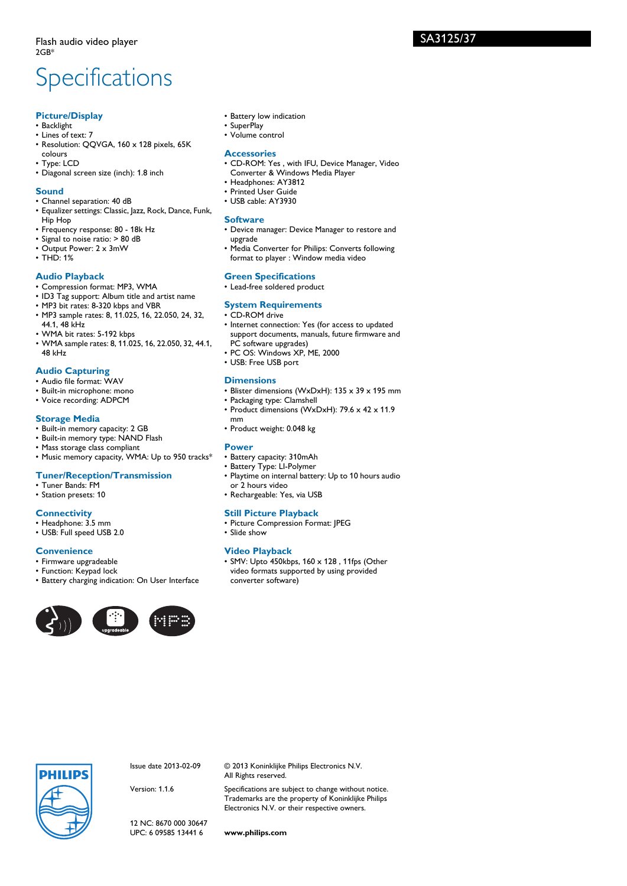Flash audio video player
2GB*

SA3125/37

# Specifications

## Picture/Display
- Backlight
- Lines of text: 7
- Resolution: QQVGA, 160 x 128 pixels, 65K colours
- Type: LCD
- Diagonal screen size (inch): 1.8 inch

## Sound
- Channel separation: 40 dB
- Equalizer settings: Classic, Jazz, Rock, Dance, Funk, Hip Hop
- Frequency response: 80 - 18k Hz
- Signal to noise ratio: > 80 dB
- Output Power: 2 x 3mW
- THD: 1%

## Audio Playback
- Compression format: MP3, WMA
- ID3 Tag support: Album title and artist name
- MP3 bit rates: 8-320 kbps and VBR
- MP3 sample rates: 8, 11.025, 16, 22.050, 24, 32, 44.1, 48 kHz
- WMA bit rates: 5-192 kbps
- WMA sample rates: 8, 11.025, 16, 22.050, 32, 44.1, 48 kHz

## Audio Capturing
- Audio file format: WAV
- Built-in microphone: mono
- Voice recording: ADPCM

## Storage Media
- Built-in memory capacity: 2 GB
- Built-in memory type: NAND Flash
- Mass storage class compliant
- Music memory capacity, WMA: Up to 950 tracks*

## Tuner/Reception/Transmission
- Tuner Bands: FM
- Station presets: 10

## Connectivity
- Headphone: 3.5 mm
- USB: Full speed USB 2.0

## Convenience
- Firmware upgradeable
- Function: Keypad lock
- Battery charging indication: On User Interface
- Battery low indication
- SuperPlay
- Volume control

## Accessories
- CD-ROM: Yes , with IFU, Device Manager, Video Converter & Windows Media Player
- Headphones: AY3812
- Printed User Guide
- USB cable: AY3930

## Software
- Device manager: Device Manager to restore and upgrade
- Media Converter for Philips: Converts following format to player : Window media video

## Green Specifications
- Lead-free soldered product

## System Requirements
- CD-ROM drive
- Internet connection: Yes (for access to updated support documents, manuals, future firmware and PC software upgrades)
- PC OS: Windows XP, ME, 2000
- USB: Free USB port

## Dimensions
- Blister dimensions (WxDxH): 135 x 39 x 195 mm
- Packaging type: Clamshell
- Product dimensions (WxDxH): 79.6 x 42 x 11.9 mm
- Product weight: 0.048 kg

## Power
- Battery capacity: 310mAh
- Battery Type: LI-Polymer
- Playtime on internal battery: Up to 10 hours audio or 2 hours video
- Rechargeable: Yes, via USB

## Still Picture Playback
- Picture Compression Format: JPEG
- Slide show

## Video Playback
- SMV: Upto 450kbps, 160 x 128 , 11fps (Other video formats supported by using provided converter software)

Issue date 2013-02-09

Version: 1.1.6

12 NC: 8670 000 30647
UPC: 6 09585 13441 6

© 2013 Koninklijke Philips Electronics N.V.
All Rights reserved.

Specifications are subject to change without notice. Trademarks are the property of Koninklijke Philips Electronics N.V. or their respective owners.

**www.philips.com**